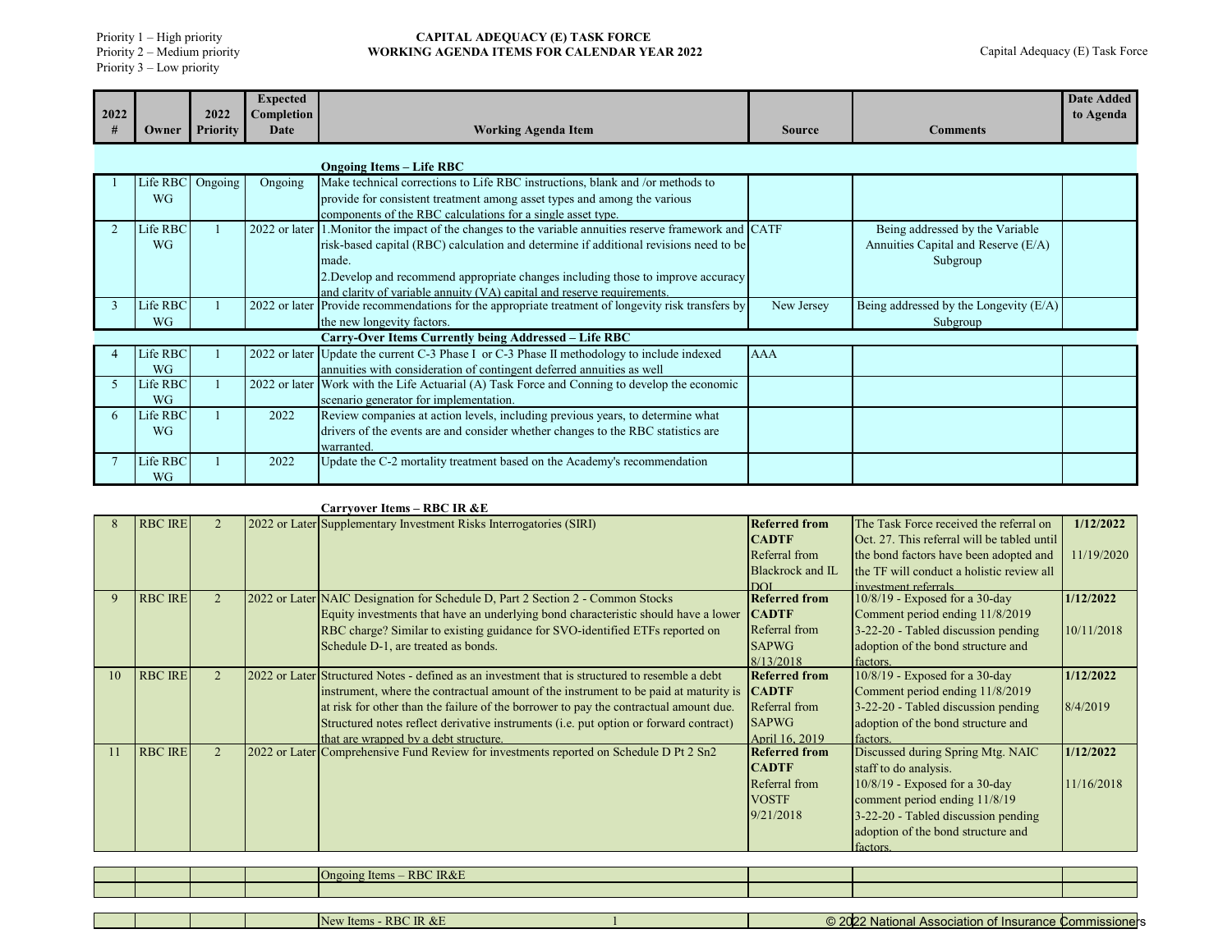Priority 1 – High priority
Priority 2 – Medium priority
Priority 3 – Low priority

# CAPITAL ADEQUACY (E) TASK FORCE
## WORKING AGENDA ITEMS FOR CALENDAR YEAR 2022

| 2022 # | Owner | 2022 Priority | Expected Completion Date | Working Agenda Item | Source | Comments | Date Added to Agenda |
|---|---|---|---|---|---|---|---|
| | | | | **Ongoing Items – Life RBC** | | | |
| 1 | Life RBC WG | Ongoing | Ongoing | Make technical corrections to Life RBC instructions, blank and /or methods to provide for consistent treatment among asset types and among the various components of the RBC calculations for a single asset type. | | | |
| 2 | Life RBC WG | 1 | 2022 or later | 1.Monitor the impact of the changes to the variable annuities reserve framework and risk-based capital (RBC) calculation and determine if additional revisions need to be made.<br>2.Develop and recommend appropriate changes including those to improve accuracy and clarity of variable annuity (VA) capital and reserve requirements. | CATF | Being addressed by the Variable Annuities Capital and Reserve (E/A) Subgroup | |
| 3 | Life RBC WG | 1 | 2022 or later | Provide recommendations for the appropriate treatment of longevity risk transfers by the new longevity factors. | New Jersey | Being addressed by the Longevity (E/A) Subgroup | |
| | | | | **Carry-Over Items Currently being Addressed – Life RBC** | | | |
| 4 | Life RBC WG | 1 | 2022 or later | Update the current C-3 Phase I or C-3 Phase II methodology to include indexed annuities with consideration of contingent deferred annuities as well | AAA | | |
| 5 | Life RBC WG | 1 | 2022 or later | Work with the Life Actuarial (A) Task Force and Conning to develop the economic scenario generator for implementation. | | | |
| 6 | Life RBC WG | 1 | 2022 | Review companies at action levels, including previous years, to determine what drivers of the events are and consider whether changes to the RBC statistics are warranted. | | | |
| 7 | Life RBC WG | 1 | 2022 | Update the C-2 mortality treatment based on the Academy's recommendation | | | |
| | | | | **Carryover Items – RBC IR &E** | | | |
| 8 | RBC IRE | 2 | 2022 or Later | Supplementary Investment Risks Interrogatories (SIRI) | **Referred from CADTF**<br>Referral from Blackrock and IL DOI | The Task Force received the referral on Oct. 27. This referral will be tabled until the bond factors have been adopted and the TF will conduct a holistic review all investment referrals. | **1/12/2022**<br>11/19/2020 |
| 9 | RBC IRE | 2 | 2022 or Later | NAIC Designation for Schedule D, Part 2 Section 2 - Common Stocks<br>Equity investments that have an underlying bond characteristic should have a lower RBC charge? Similar to existing guidance for SVO-identified ETFs reported on Schedule D-1, are treated as bonds. | **Referred from CADTF**<br>Referral from SAPWG 8/13/2018 | 10/8/19 - Exposed for a 30-day Comment period ending 11/8/2019<br>3-22-20 - Tabled discussion pending adoption of the bond structure and factors. | **1/12/2022**<br>10/11/2018 |
| 10 | RBC IRE | 2 | 2022 or Later | Structured Notes - defined as an investment that is structured to resemble a debt instrument, where the contractual amount of the instrument to be paid at maturity is at risk for other than the failure of the borrower to pay the contractual amount due. Structured notes reflect derivative instruments (i.e. put option or forward contract) that are wrapped by a debt structure. | **Referred from CADTF**<br>Referral from SAPWG April 16, 2019 | 10/8/19 - Exposed for a 30-day Comment period ending 11/8/2019<br>3-22-20 - Tabled discussion pending adoption of the bond structure and factors. | **1/12/2022**<br>8/4/2019 |
| 11 | RBC IRE | 2 | 2022 or Later | Comprehensive Fund Review for investments reported on Schedule D Pt 2 Sn2 | **Referred from CADTF**<br>Referral from VOSTF 9/21/2018 | Discussed during Spring Mtg. NAIC staff to do analysis.<br>10/8/19 - Exposed for a 30-day comment period ending 11/8/19<br>3-22-20 - Tabled discussion pending adoption of the bond structure and factors. | **1/12/2022**<br>11/16/2018 |
| | | | | Ongoing Items – RBC IR&E | | | |
| | | | | | | | |
| | | | | New Items - RBC IR &E | | | |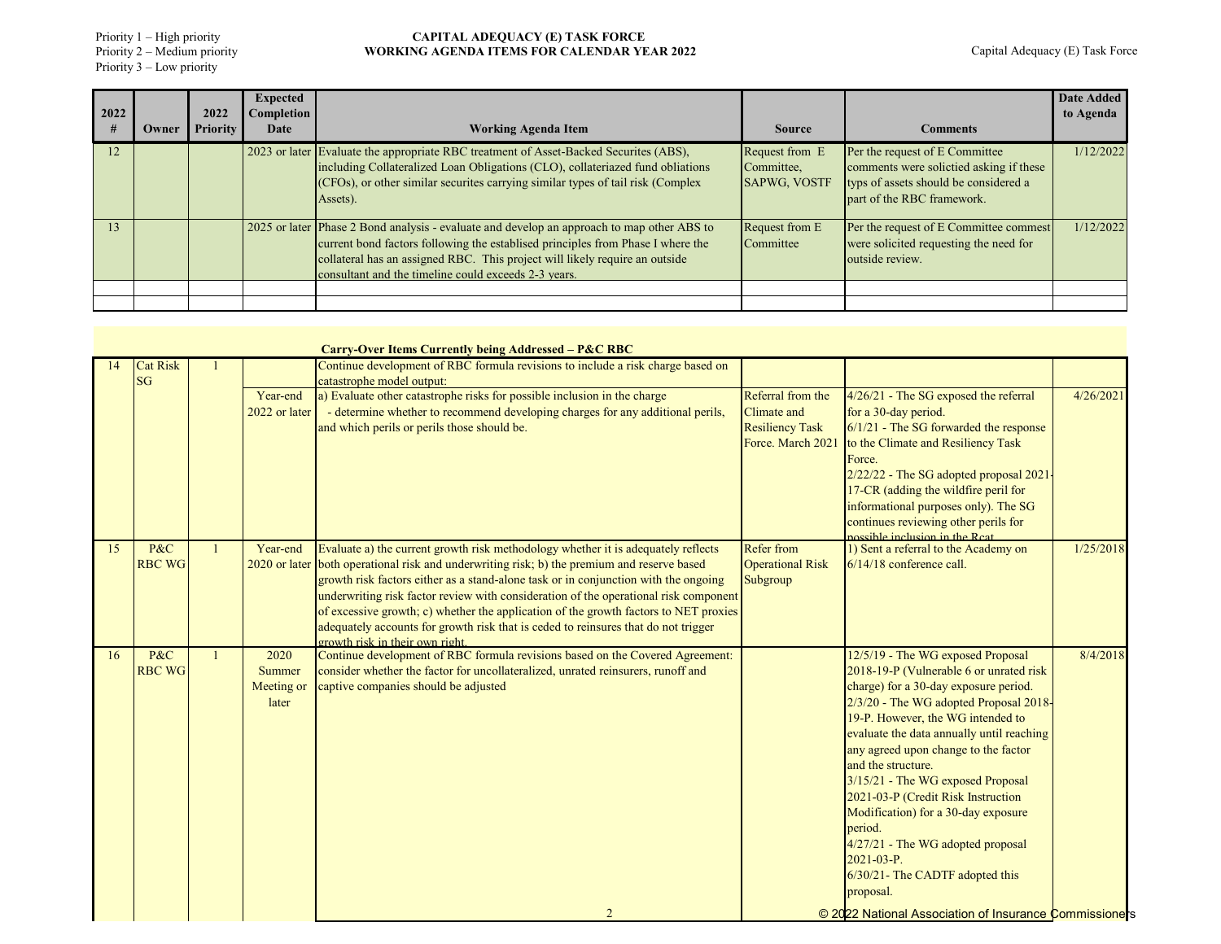Priority 1 – High priority
Priority 2 – Medium priority
Priority 3 – Low priority

**CAPITAL ADEQUACY (E) TASK FORCE**
**WORKING AGENDA ITEMS FOR CALENDAR YEAR 2022**

| 2022 # | Owner | 2022 Priority | Expected Completion Date | Working Agenda Item | Source | Comments | Date Added to Agenda |
|---|---|---|---|---|---|---|---|
| 12 | | | 2023 or later | Evaluate the appropriate RBC treatment of Asset-Backed Securites (ABS), including Collateralized Loan Obligations (CLO), collateriazed fund obliations (CFOs), or other similar securites carrying similar types of tail risk (Complex Assets). | Request from E Committee, SAPWG, VOSTF | Per the request of E Committee comments were solictied asking if these types of assets should be considered a part of the RBC framework. | 1/12/2022 |
| 13 | | | 2025 or later | Phase 2 Bond analysis - evaluate and develop an approach to map other ABS to current bond factors following the establised principles from Phase I where the collateral has an assigned RBC. This project will likely require an outside consultant and the timeline could exceeds 2-3 years. | Request from E Committee | Per the request of E Committee commest were solicited requesting the need for outside review. | 1/12/2022 |
| | | | | | | | |
| | | | | | | | |
| | | | | **Carry-Over Items Currently being Addressed – P&C RBC** | | | |
| 14 | Cat Risk SG | 1 | | Continue development of RBC formula revisions to include a risk charge based on catastrophe model output: | | | |
| | | | Year-end 2022 or later | a) Evaluate other catastrophe risks for possible inclusion in the charge<br>- determine whether to recommend developing charges for any additional perils, and which perils or perils those should be. | Referral from the Climate and Resiliency Task Force. March 2021 | 4/26/21 - The SG exposed the referral for a 30-day period.<br>6/1/21 - The SG forwarded the response to the Climate and Resiliency Task Force.<br>2/22/22 - The SG adopted proposal 2021-17-CR (adding the wildfire peril for informational purposes only). The SG continues reviewing other perils for possible inclusion in the Rcat | 4/26/2021 |
| 15 | P&C RBC WG | 1 | Year-end 2020 or later | Evaluate a) the current growth risk methodology whether it is adequately reflects both operational risk and underwriting risk; b) the premium and reserve based growth risk factors either as a stand-alone task or in conjunction with the ongoing underwriting risk factor review with consideration of the operational risk component of excessive growth; c) whether the application of the growth factors to NET proxies adequately accounts for growth risk that is ceded to reinsures that do not trigger growth risk in their own right. | Refer from Operational Risk Subgroup | 1) Sent a referral to the Academy on 6/14/18 conference call. | 1/25/2018 |
| 16 | P&C RBC WG | 1 | 2020 Summer Meeting or later | Continue development of RBC formula revisions based on the Covered Agreement: consider whether the factor for uncollateralized, unrated reinsurers, runoff and captive companies should be adjusted | | 12/5/19 - The WG exposed Proposal 2018-19-P (Vulnerable 6 or unrated risk charge) for a 30-day exposure period.<br>2/3/20 - The WG adopted Proposal 2018-19-P. However, the WG intended to evaluate the data annually until reaching any agreed upon change to the factor and the structure.<br>3/15/21 - The WG exposed Proposal 2021-03-P (Credit Risk Instruction Modification) for a 30-day exposure period.<br>4/27/21 - The WG adopted proposal 2021-03-P.<br>6/30/21- The CADTF adopted this proposal. | 8/4/2018 |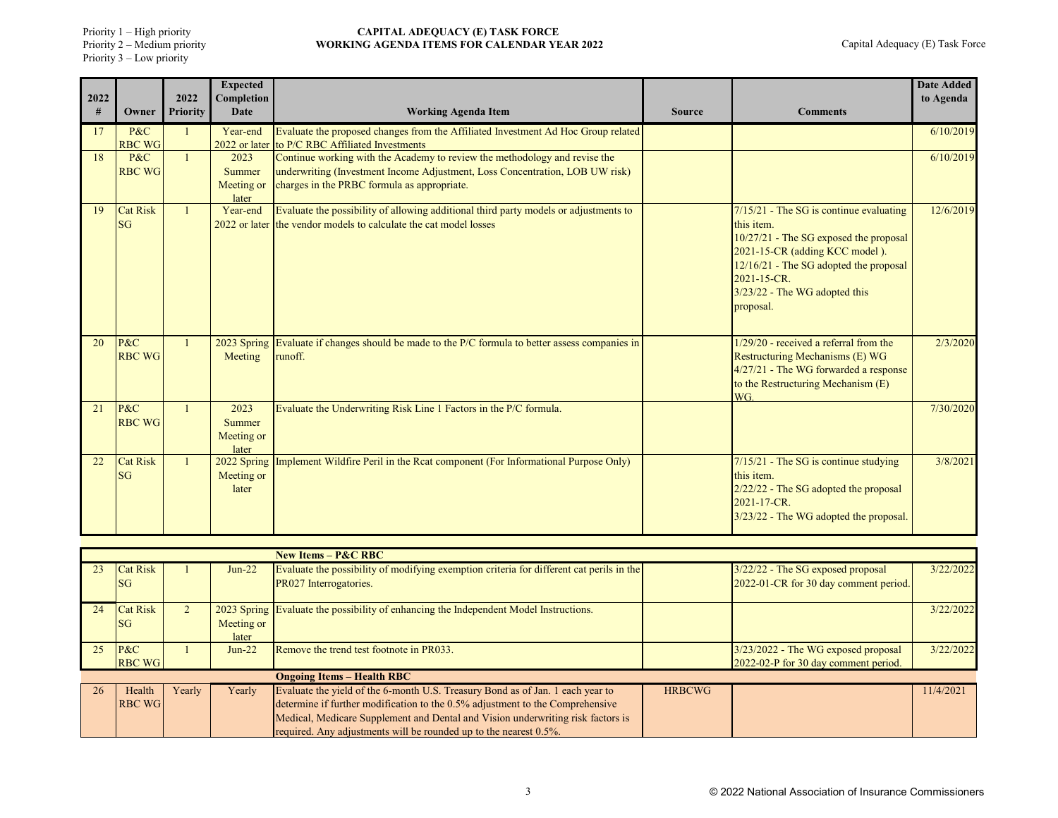Priority 1 – High priority
Priority 2 – Medium priority
Priority 3 – Low priority

**CAPITAL ADEQUACY (E) TASK FORCE**
**WORKING AGENDA ITEMS FOR CALENDAR YEAR 2022**

| 2022 # | Owner | 2022 Priority | Expected Completion Date | Working Agenda Item | Source | Comments | Date Added to Agenda |
|---|---|---|---|---|---|---|---|
| 17 | P&C RBC WG | 1 | Year-end 2022 or later | Evaluate the proposed changes from the Affiliated Investment Ad Hoc Group related to P/C RBC Affiliated Investments | | | 6/10/2019 |
| 18 | P&C RBC WG | 1 | 2023 Summer Meeting or later | Continue working with the Academy to review the methodology and revise the underwriting (Investment Income Adjustment, Loss Concentration, LOB UW risk) charges in the PRBC formula as appropriate. | | | 6/10/2019 |
| 19 | Cat Risk SG | 1 | Year-end 2022 or later | Evaluate the possibility of allowing additional third party models or adjustments to the vendor models to calculate the cat model losses | | 7/15/21 - The SG is continue evaluating this item.<br>10/27/21 - The SG exposed the proposal 2021-15-CR (adding KCC model ).<br>12/16/21 - The SG adopted the proposal 2021-15-CR.<br>3/23/22 - The WG adopted this proposal. | 12/6/2019 |
| 20 | P&C RBC WG | 1 | 2023 Spring Meeting | Evaluate if changes should be made to the P/C formula to better assess companies in runoff. | | 1/29/20 - received a referral from the Restructuring Mechanisms (E) WG<br>4/27/21 - The WG forwarded a response to the Restructuring Mechanism (E) WG. | 2/3/2020 |
| 21 | P&C RBC WG | 1 | 2023 Summer Meeting or later | Evaluate the Underwriting Risk Line 1 Factors in the P/C formula. | | | 7/30/2020 |
| 22 | Cat Risk SG | 1 | 2022 Spring Meeting or later | Implement Wildfire Peril in the Rcat component (For Informational Purpose Only) | | 7/15/21 - The SG is continue studying this item.<br>2/22/22 - The SG adopted the proposal 2021-17-CR.<br>3/23/22 - The WG adopted the proposal. | 3/8/2021 |
| | | | | **New Items – P&C RBC** | | | |
| 23 | Cat Risk SG | 1 | Jun-22 | Evaluate the possibility of modifying exemption criteria for different cat perils in the PR027 Interrogatories. | | 3/22/22 - The SG exposed proposal 2022-01-CR for 30 day comment period. | 3/22/2022 |
| 24 | Cat Risk SG | 2 | 2023 Spring Meeting or later | Evaluate the possibility of enhancing the Independent Model Instructions. | | | 3/22/2022 |
| 25 | P&C RBC WG | 1 | Jun-22 | Remove the trend test footnote in PR033. | | 3/23/2022 - The WG exposed proposal 2022-02-P for 30 day comment period. | 3/22/2022 |
| | | | | **Ongoing Items – Health RBC** | | | |
| 26 | Health RBC WG | Yearly | Yearly | Evaluate the yield of the 6-month U.S. Treasury Bond as of Jan. 1 each year to determine if further modification to the 0.5% adjustment to the Comprehensive Medical, Medicare Supplement and Dental and Vision underwriting risk factors is required. Any adjustments will be rounded up to the nearest 0.5%. | HRBCWG | | 11/4/2021 |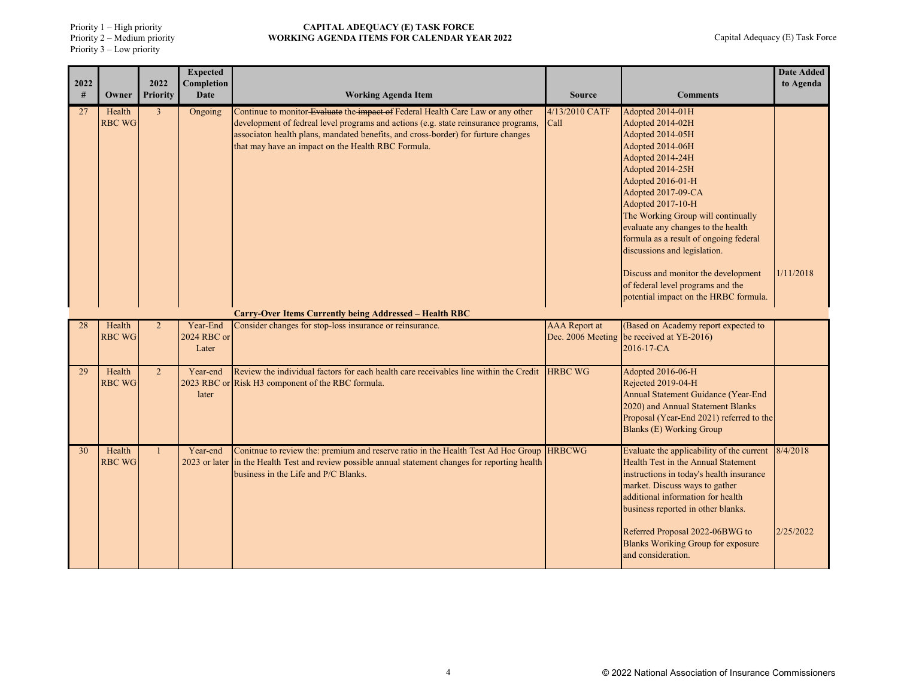Priority 1 – High priority
Priority 2 – Medium priority
Priority 3 – Low priority

**CAPITAL ADEQUACY (E) TASK FORCE**
**WORKING AGENDA ITEMS FOR CALENDAR YEAR 2022**

| 2022 # | Owner | 2022 Priority | Expected Completion Date | Working Agenda Item | Source | Comments | Date Added to Agenda |
|---|---|---|---|---|---|---|---|
| 27 | Health RBC WG | 3 | Ongoing | Continue to monitor ~~Evaluate~~ the ~~impact of~~ Federal Health Care Law or any other development of fedreal level programs and actions (e.g. state reinsurance programs, associaton health plans, mandated benefits, and cross-border) for furture changes that may have an impact on the Health RBC Formula. | 4/13/2010 CATF Call | Adopted 2014-01H<br>Adopted 2014-02H<br>Adopted 2014-05H<br>Adopted 2014-06H<br>Adopted 2014-24H<br>Adopted 2014-25H<br>Adopted 2016-01-H<br>Adopted 2017-09-CA<br>Adopted 2017-10-H<br>The Working Group will continually evaluate any changes to the health formula as a result of ongoing federal discussions and legislation.<br><br>Discuss and monitor the development of federal level programs and the potential impact on the HRBC formula. | <br><br><br><br><br><br><br><br><br><br><br><br><br><br>1/11/2018 |
| | | | | **Carry-Over Items Currently being Addressed – Health RBC** | | | |
| 28 | Health RBC WG | 2 | Year-End 2024 RBC or Later | Consider changes for stop-loss insurance or reinsurance. | AAA Report at Dec. 2006 Meeting | (Based on Academy report expected to be received at YE-2016)<br>2016-17-CA | |
| 29 | Health RBC WG | 2 | Year-end 2023 RBC or later | Review the individual factors for each health care receivables line within the Credit Risk H3 component of the RBC formula. | HRBC WG | Adopted 2016-06-H<br>Rejected 2019-04-H<br>Annual Statement Guidance (Year-End 2020) and Annual Statement Blanks Proposal (Year-End 2021) referred to the Blanks (E) Working Group | |
| 30 | Health RBC WG | 1 | Year-end 2023 or later | Conitnue to review the: premium and reserve ratio in the Health Test Ad Hoc Group in the Health Test and review possible annual statement changes for reporting health business in the Life and P/C Blanks. | HRBCWG | Evaluate the applicability of the current Health Test in the Annual Statement instructions in today's health insurance market. Discuss ways to gather additional information for health business reported in other blanks.<br><br>Referred Proposal 2022-06BWG to Blanks Woriking Group for exposure and consideration. | 8/4/2018<br><br><br><br><br><br>2/25/2022 |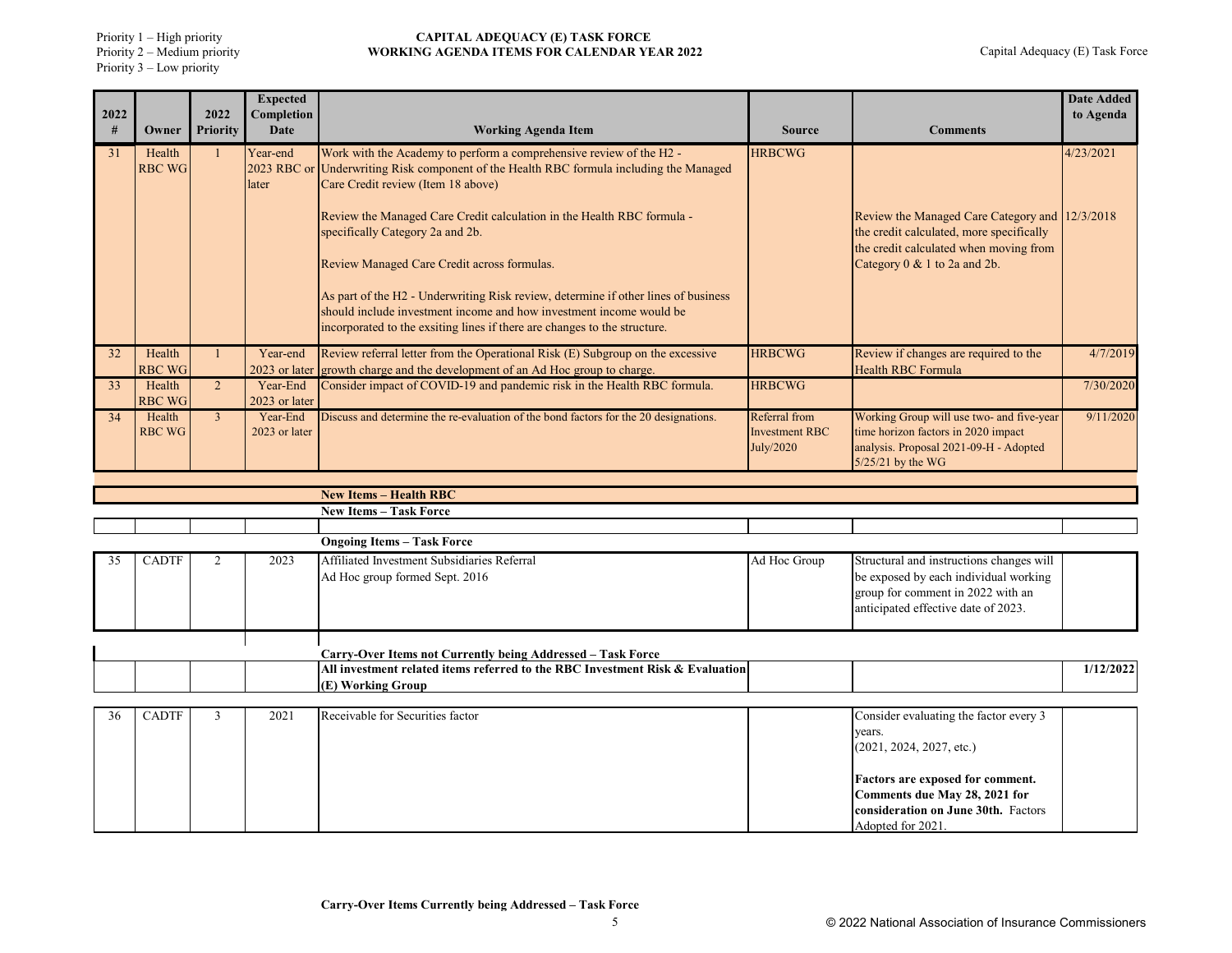Priority 1 – High priority
Priority 2 – Medium priority
Priority 3 – Low priority

**CAPITAL ADEQUACY (E) TASK FORCE**
**WORKING AGENDA ITEMS FOR CALENDAR YEAR 2022**

| 2022 # | Owner | 2022 Priority | Expected Completion Date | Working Agenda Item | Source | Comments | Date Added to Agenda |
|---|---|---|---|---|---|---|---|
| 31 | Health RBC WG | 1 | Year-end 2023 RBC or later | Work with the Academy to perform a comprehensive review of the H2 - Underwriting Risk component of the Health RBC formula including the Managed Care Credit review (Item 18 above)<br><br>Review the Managed Care Credit calculation in the Health RBC formula - specifically Category 2a and 2b.<br><br>Review Managed Care Credit across formulas.<br><br>As part of the H2 - Underwriting Risk review, determine if other lines of business should include investment income and how investment income would be incorporated to the exsiting lines if there are changes to the structure. | HRBCWG | Review the Managed Care Category and the credit calculated, more specifically the credit calculated when moving from Category 0 & 1 to 2a and 2b. | 4/23/2021<br><br>12/3/2018 |
| 32 | Health RBC WG | 1 | Year-end 2023 or later | Review referral letter from the Operational Risk (E) Subgroup on the excessive growth charge and the development of an Ad Hoc group to charge. | HRBCWG | Review if changes are required to the Health RBC Formula | 4/7/2019 |
| 33 | Health RBC WG | 2 | Year-End 2023 or later | Consider impact of COVID-19 and pandemic risk in the Health RBC formula. | HRBCWG | | 7/30/2020 |
| 34 | Health RBC WG | 3 | Year-End 2023 or later | Discuss and determine the re-evaluation of the bond factors for the 20 designations. | Referral from Investment RBC July/2020 | Working Group will use two- and five-year time horizon factors in 2020 impact analysis. Proposal 2021-09-H - Adopted 5/25/21 by the WG | 9/11/2020 |
| | | | | **New Items – Health RBC** | | | |
| | | | | **New Items – Task Force** | | | |
| | | | | | | | |
| | | | | **Ongoing Items – Task Force** | | | |
| 35 | CADTF | 2 | 2023 | Affiliated Investment Subsidiaries Referral<br>Ad Hoc group formed Sept. 2016 | Ad Hoc Group | Structural and instructions changes will be exposed by each individual working group for comment in 2022 with an anticipated effective date of 2023. | |
| | | | | **Carry-Over Items not Currently being Addressed – Task Force** | | | |
| | | | | **All investment related items referred to the RBC Investment Risk & Evaluation (E) Working Group** | | | **1/12/2022** |
| 36 | CADTF | 3 | 2021 | Receivable for Securities factor | | Consider evaluating the factor every 3 years.<br>(2021, 2024, 2027, etc.)<br><br>**Factors are exposed for comment. Comments due May 28, 2021 for consideration on June 30th.** Factors Adopted for 2021. | |

**Carry-Over Items Currently being Addressed – Task Force**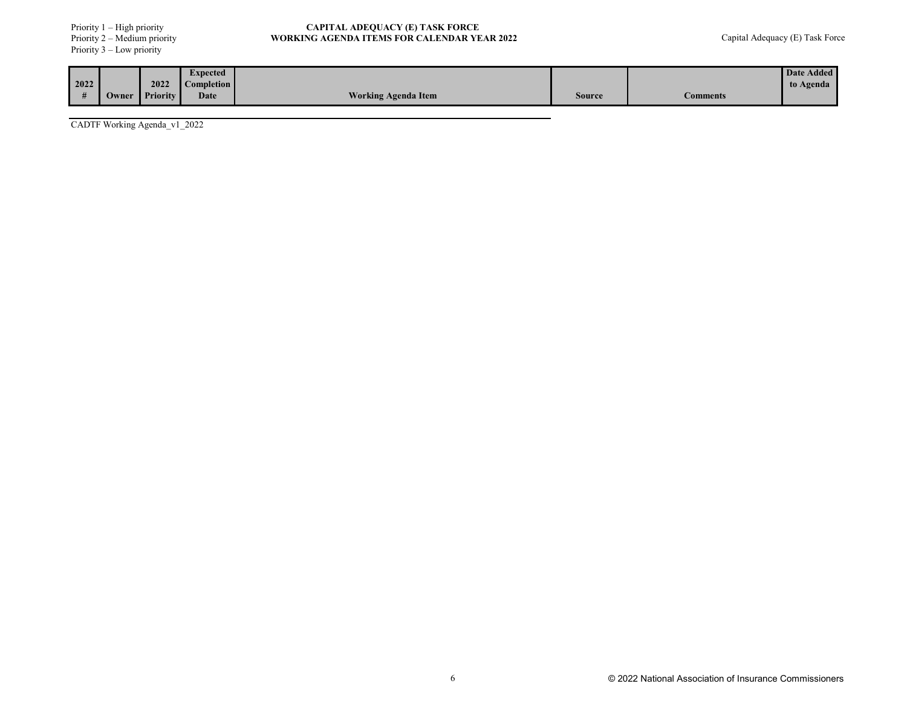Priority 1 – High priority
Priority 2 – Medium priority
Priority 3 – Low priority

**CAPITAL ADEQUACY (E) TASK FORCE**
**WORKING AGENDA ITEMS FOR CALENDAR YEAR 2022**

| 2022 # | Owner | 2022 Priority | Expected Completion Date | Working Agenda Item | Source | Comments | Date Added to Agenda |
|---|---|---|---|---|---|---|---|

CADTF Working Agenda_v1_2022